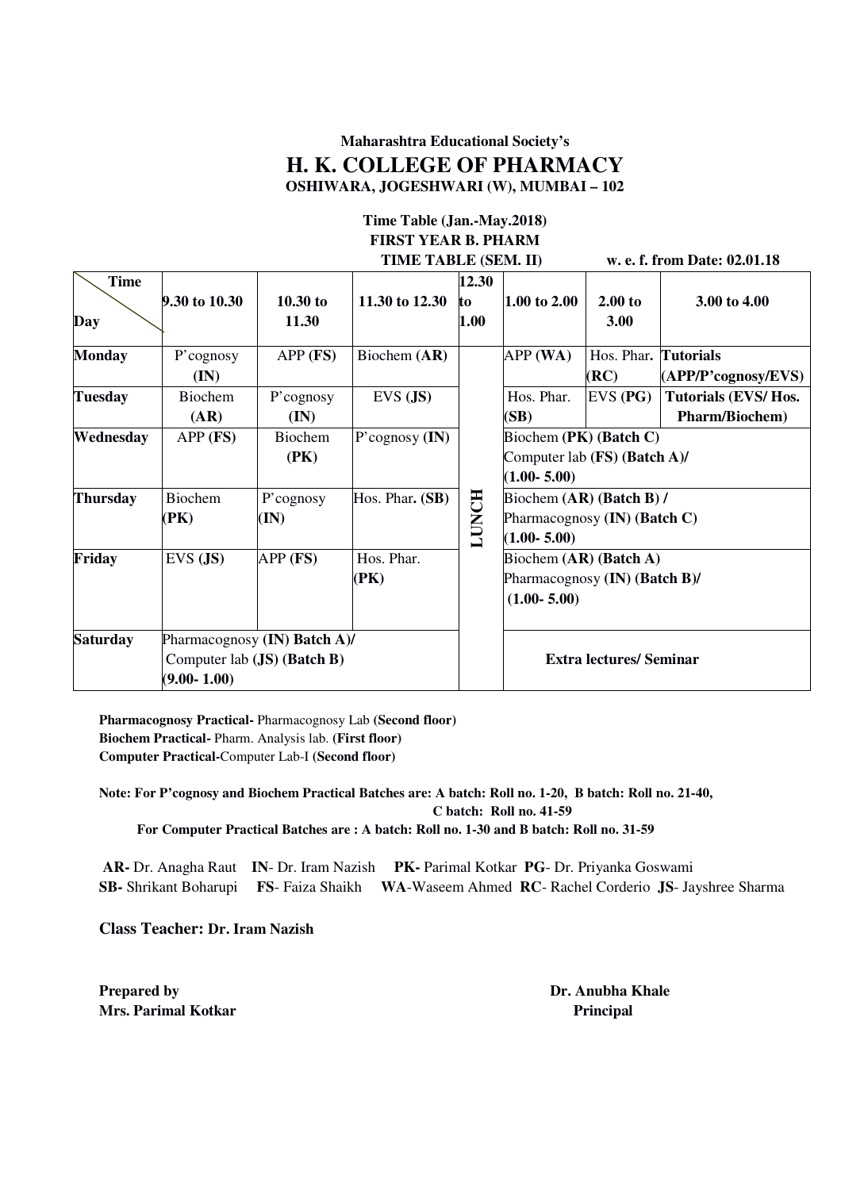**Maharashtra Educational Society's**

# H. K. COLLEGE OF PHARMACY

**OSHIWARA, JOGESHWARI (W), MUMBAI – 102**

**Time Table (Jan.-May.2018)**
**FIRST YEAR B. PHARM**
**TIME TABLE (SEM. II)** **w. e. f. from Date: 02.01.18**

| Time / Day | 9.30 to 10.30 | 10.30 to 11.30 | 11.30 to 12.30 | 12.30 to 1.00 | 1.00 to 2.00 | 2.00 to 3.00 | 3.00 to 4.00 |
|---|---|---|---|---|---|---|---|
| **Monday** | P'cognosy **(IN)** | APP **(FS)** | Biochem **(AR)** | LUNCH | APP **(WA)** | Hos. Phar. **(RC)** | **Tutorials (APP/P'cognosy/EVS)** |
| **Tuesday** | Biochem **(AR)** | P'cognosy **(IN)** | EVS **(JS)** | | Hos. Phar. **(SB)** | EVS **(PG)** | **Tutorials (EVS/ Hos. Pharm/Biochem)** |
| **Wednesday** | APP **(FS)** | Biochem **(PK)** | P'cognosy **(IN)** | | Biochem **(PK)** **(Batch C)** Computer lab **(FS)** **(Batch A)/** **(1.00- 5.00)** | | |
| **Thursday** | Biochem **(PK)** | P'cognosy **(IN)** | Hos. Phar**. (SB)** | | Biochem **(AR)** **(Batch B) /** Pharmacognosy **(IN)** **(Batch C)** **(1.00- 5.00)** | | |
| **Friday** | EVS **(JS)** | APP **(FS)** | Hos. Phar. **(PK)** | | Biochem **(AR)** **(Batch A)** Pharmacognosy **(IN)** **(Batch B)/** **(1.00- 5.00)** | | |
| **Saturday** | Pharmacognosy **(IN)** **Batch A)/** Computer lab **(JS)** **(Batch B)** **(9.00- 1.00)** | | | | **Extra lectures/ Seminar** | | |

**Pharmacognosy Practical-** Pharmacognosy Lab **(Second floor)**
**Biochem Practical-** Pharm. Analysis lab. **(First floor)**
**Computer Practical-**Computer Lab-I **(Second floor)**

**Note: For P'cognosy and Biochem Practical Batches are: A batch: Roll no. 1-20, B batch: Roll no. 21-40, C batch: Roll no. 41-59**
**For Computer Practical Batches are : A batch: Roll no. 1-30 and B batch: Roll no. 31-59**

**AR-** Dr. Anagha Raut **IN**- Dr. Iram Nazish **PK-** Parimal Kotkar **PG**- Dr. Priyanka Goswami
**SB-** Shrikant Boharupi **FS**- Faiza Shaikh **WA**-Waseem Ahmed **RC**- Rachel Corderio **JS**- Jayshree Sharma

**Class Teacher: Dr. Iram Nazish**

**Prepared by**
**Mrs. Parimal Kotkar**

**Dr. Anubha Khale**
**Principal**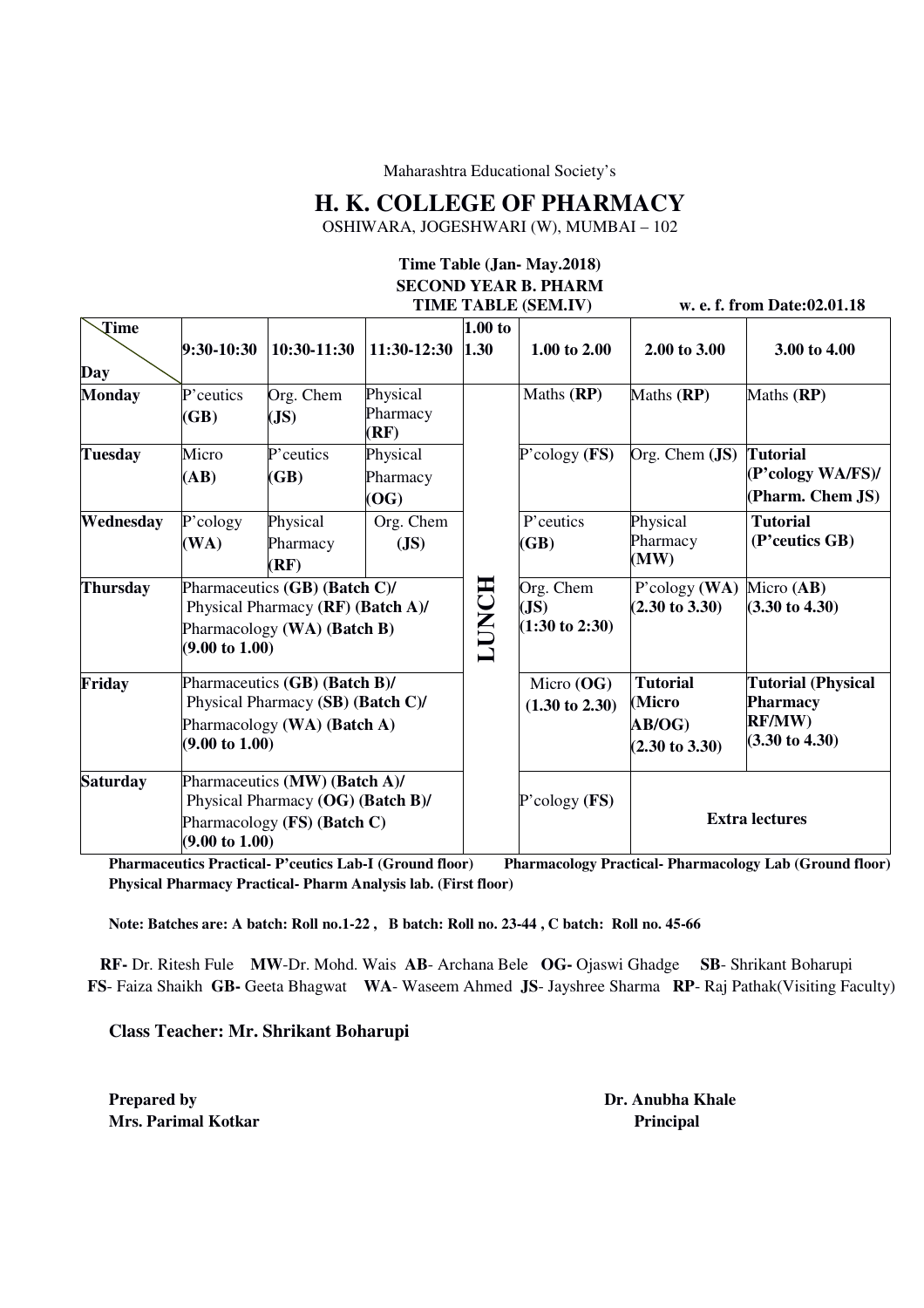Maharashtra Educational Society's

# H. K. COLLEGE OF PHARMACY

OSHIWARA, JOGESHWARI (W), MUMBAI – 102

**Time Table (Jan- May.2018)**
**SECOND YEAR B. PHARM**
**TIME TABLE (SEM.IV)** **w. e. f. from Date:02.01.18**

| Time / Day | 9:30-10:30 | 10:30-11:30 | 11:30-12:30 | 1.00 to 1.30 | 1.00 to 2.00 | 2.00 to 3.00 | 3.00 to 4.00 |
|---|---|---|---|---|---|---|---|
| **Monday** | P'ceutics **(GB)** | Org. Chem **(JS)** | Physical Pharmacy **(RF)** | LUNCH | Maths **(RP)** | Maths **(RP)** | Maths **(RP)** |
| **Tuesday** | Micro **(AB)** | P'ceutics **(GB)** | Physical Pharmacy **(OG)** | | P'cology **(FS)** | Org. Chem **(JS)** | **Tutorial (P'cology WA/FS)/ (Pharm. Chem JS)** |
| **Wednesday** | P'cology **(WA)** | Physical Pharmacy **(RF)** | Org. Chem **(JS)** | | P'ceutics **(GB)** | Physical Pharmacy **(MW)** | **Tutorial (P'ceutics GB)** |
| **Thursday** | Pharmaceutics **(GB) (Batch C)/** Physical Pharmacy **(RF) (Batch A)/** Pharmacology **(WA) (Batch B)** **(9.00 to 1.00)** | | | | Org. Chem **(JS)** **(1:30 to 2:30)** | P'cology **(WA)** **(2.30 to 3.30)** | Micro **(AB)** **(3.30 to 4.30)** |
| **Friday** | Pharmaceutics **(GB) (Batch B)/** Physical Pharmacy **(SB) (Batch C)/** Pharmacology **(WA) (Batch A)** **(9.00 to 1.00)** | | | | Micro **(OG)** **(1.30 to 2.30)** | **Tutorial (Micro AB/OG)** **(2.30 to 3.30)** | **Tutorial (Physical Pharmacy RF/MW)** **(3.30 to 4.30)** |
| **Saturday** | Pharmaceutics **(MW) (Batch A)/** Physical Pharmacy **(OG) (Batch B)/** Pharmacology **(FS) (Batch C)** **(9.00 to 1.00)** | | | | P'cology **(FS)** | **Extra lectures** | |

**Pharmaceutics Practical- P'ceutics Lab-I (Ground floor)** **Pharmacology Practical- Pharmacology Lab (Ground floor)**
**Physical Pharmacy Practical- Pharm Analysis lab. (First floor)**

**Note: Batches are: A batch: Roll no.1-22 , B batch: Roll no. 23-44 , C batch: Roll no. 45-66**

**RF-** Dr. Ritesh Fule **MW**-Dr. Mohd. Wais **AB**- Archana Bele **OG-** Ojaswi Ghadge **SB**- Shrikant Boharupi
**FS**- Faiza Shaikh **GB-** Geeta Bhagwat **WA**- Waseem Ahmed **JS**- Jayshree Sharma **RP**- Raj Pathak(Visiting Faculty)

**Class Teacher: Mr. Shrikant Boharupi**

**Prepared by**
**Mrs. Parimal Kotkar**

**Dr. Anubha Khale**
**Principal**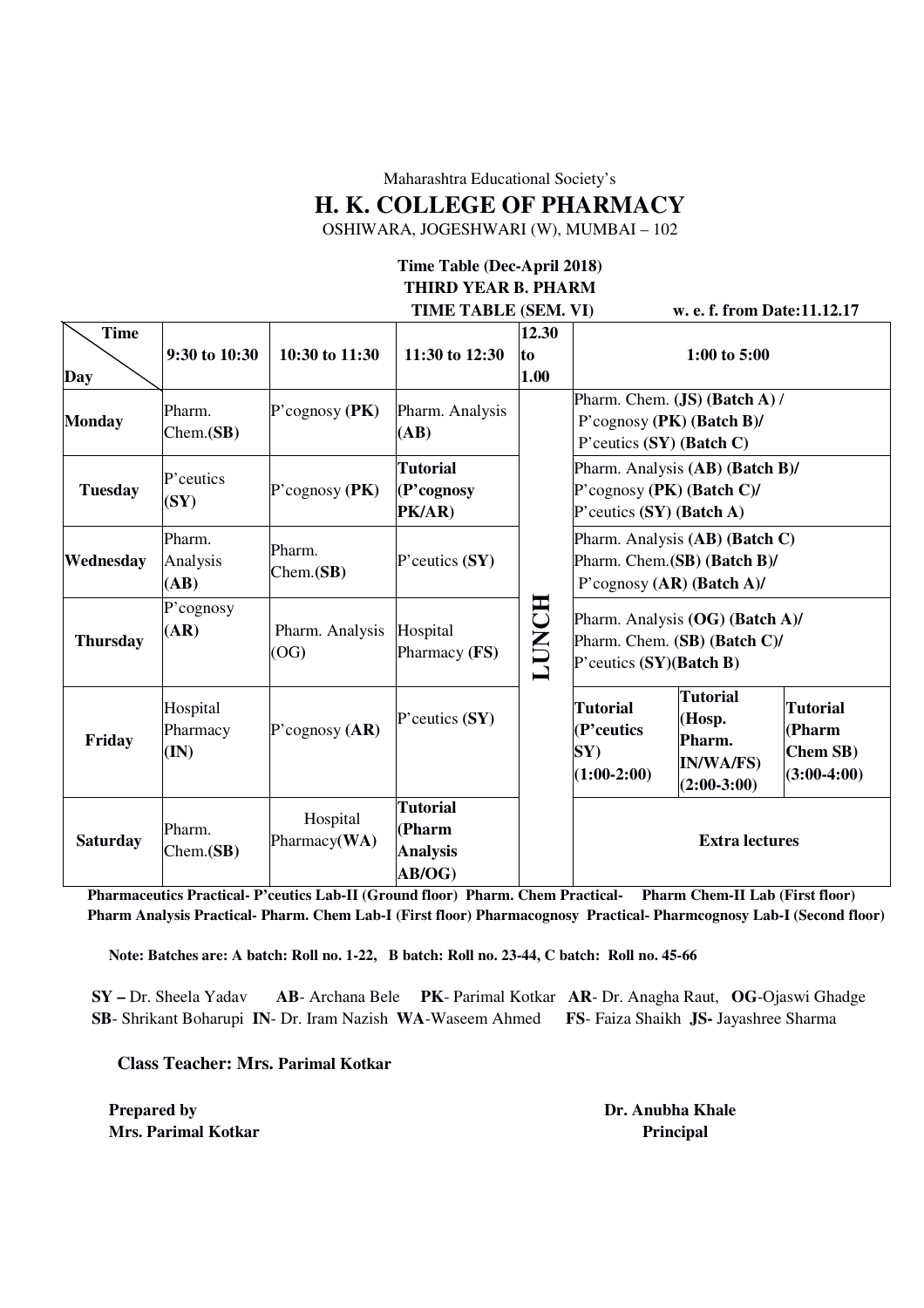Maharashtra Educational Society's

# H. K. COLLEGE OF PHARMACY

OSHIWARA, JOGESHWARI (W), MUMBAI – 102

**Time Table (Dec-April 2018)**

**THIRD YEAR B. PHARM**

**TIME TABLE (SEM. VI)** **w. e. f. from Date:11.12.17**

| Time / Day | 9:30 to 10:30 | 10:30 to 11:30 | 11:30 to 12:30 | 12.30 to 1.00 | 1:00 to 5:00 | | |
|---|---|---|---|---|---|---|---|
| **Monday** | Pharm. Chem.(**SB**) | P'cognosy (**PK**) | Pharm. Analysis (**AB**) | **LUNCH** | Pharm. Chem. (**JS**) (**Batch A**) / P'cognosy (**PK**) (**Batch B**)/ P'ceutics (**SY**) (**Batch C**) | | |
| **Tuesday** | P'ceutics (**SY**) | P'cognosy (**PK**) | **Tutorial (P'cognosy PK/AR)** | | Pharm. Analysis (**AB**) (**Batch B**)/ P'cognosy (**PK**) (**Batch C**)/ P'ceutics (**SY**) (**Batch A**) | | |
| **Wednesday** | Pharm. Analysis (**AB**) | Pharm. Chem.(**SB**) | P'ceutics (**SY**) | | Pharm. Analysis (**AB**) (**Batch C**) Pharm. Chem.(**SB**) (**Batch B**)/ P'cognosy (**AR**) (**Batch A**)/ | | |
| **Thursday** | P'cognosy (**AR**) | Pharm. Analysis (OG) | Hospital Pharmacy (**FS**) | | Pharm. Analysis (**OG**) (**Batch A**)/ Pharm. Chem. (**SB**) (**Batch C**)/ P'ceutics (**SY**)(**Batch B**) | | |
| **Friday** | Hospital Pharmacy (**IN**) | P'cognosy (**AR**) | P'ceutics (**SY**) | | **Tutorial (P'ceutics SY) (1:00-2:00)** | **Tutorial (Hosp. Pharm. IN/WA/FS) (2:00-3:00)** | **Tutorial (Pharm Chem SB) (3:00-4:00)** |
| **Saturday** | Pharm. Chem.(**SB**) | Hospital Pharmacy(**WA**) | **Tutorial (Pharm Analysis AB/OG)** | | **Extra lectures** | | |

**Pharmaceutics Practical- P'ceutics Lab-II (Ground floor) Pharm. Chem Practical- Pharm Chem-II Lab (First floor)**
**Pharm Analysis Practical- Pharm. Chem Lab-I (First floor) Pharmacognosy Practical- Pharmcognosy Lab-I (Second floor)**

**Note: Batches are: A batch: Roll no. 1-22, B batch: Roll no. 23-44, C batch: Roll no. 45-66**

**SY –** Dr. Sheela Yadav **AB**- Archana Bele **PK**- Parimal Kotkar **AR**- Dr. Anagha Raut, **OG**-Ojaswi Ghadge
**SB**- Shrikant Boharupi **IN**- Dr. Iram Nazish **WA**-Waseem Ahmed **FS**- Faiza Shaikh **JS-** Jayashree Sharma

**Class Teacher: Mrs. Parimal Kotkar**

**Prepared by**
**Mrs. Parimal Kotkar**

**Dr. Anubha Khale**
**Principal**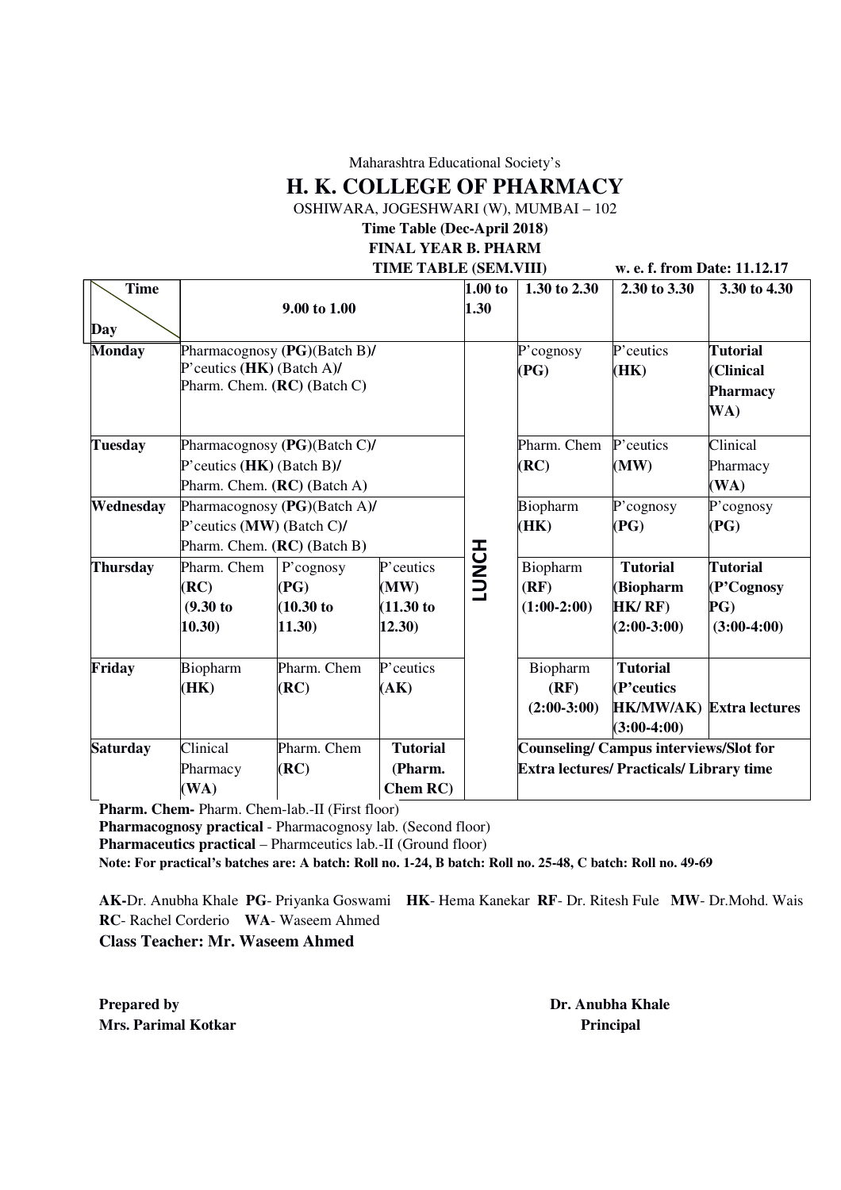Maharashtra Educational Society's

# H. K. COLLEGE OF PHARMACY

OSHIWARA, JOGESHWARI (W), MUMBAI – 102

**Time Table (Dec-April 2018)**

**FINAL YEAR B. PHARM**

**TIME TABLE (SEM.VIII)** **w. e. f. from Date: 11.12.17**

| Time / Day | 9.00 to 1.00 | | | 1.00 to 1.30 | 1.30 to 2.30 | 2.30 to 3.30 | 3.30 to 4.30 |
|---|---|---|---|---|---|---|---|
| **Monday** | Pharmacognosy **(PG)**(Batch B)/ P'ceutics **(HK)** (Batch A)/ Pharm. Chem. **(RC)** (Batch C) | | | LUNCH | P'cognosy **(PG)** | P'ceutics **(HK)** | **Tutorial (Clinical Pharmacy WA)** |
| **Tuesday** | Pharmacognosy **(PG)**(Batch C)/ P'ceutics **(HK)** (Batch B)/ Pharm. Chem. **(RC)** (Batch A) | | | | Pharm. Chem **(RC)** | P'ceutics **(MW)** | Clinical Pharmacy **(WA)** |
| **Wednesday** | Pharmacognosy **(PG)**(Batch A)/ P'ceutics **(MW)** (Batch C)/ Pharm. Chem. **(RC)** (Batch B) | | | | Biopharm **(HK)** | P'cognosy **(PG)** | P'cognosy **(PG)** |
| **Thursday** | Pharm. Chem **(RC)** **(9.30 to 10.30)** | P'cognosy **(PG)** **(10.30 to 11.30)** | P'ceutics **(MW)** **(11.30 to 12.30)** | | Biopharm **(RF)** **(1:00-2:00)** | **Tutorial (Biopharm HK/ RF)** **(2:00-3:00)** | **Tutorial (P'Cognosy PG)** **(3:00-4:00)** |
| **Friday** | Biopharm **(HK)** | Pharm. Chem **(RC)** | P'ceutics **(AK)** | | Biopharm **(RF)** **(2:00-3:00)** | **Tutorial (P'ceutics HK/MW/AK)** **(3:00-4:00)** | **Extra lectures** |
| **Saturday** | Clinical Pharmacy **(WA)** | Pharm. Chem **(RC)** | **Tutorial (Pharm. Chem RC)** | | **Counseling/ Campus interviews/Slot for Extra lectures/ Practicals/ Library time** | | |

**Pharm. Chem-** Pharm. Chem-lab.-II (First floor)

**Pharmacognosy practical** - Pharmacognosy lab. (Second floor)

**Pharmaceutics practical** – Pharmceutics lab.-II (Ground floor)

**Note: For practical's batches are: A batch: Roll no. 1-24, B batch: Roll no. 25-48, C batch: Roll no. 49-69**

**AK-**Dr. Anubha Khale **PG**- Priyanka Goswami **HK**- Hema Kanekar **RF**- Dr. Ritesh Fule **MW**- Dr.Mohd. Wais **RC**- Rachel Corderio **WA**- Waseem Ahmed

**Class Teacher: Mr. Waseem Ahmed**

**Prepared by**
**Mrs. Parimal Kotkar**

**Dr. Anubha Khale**
**Principal**